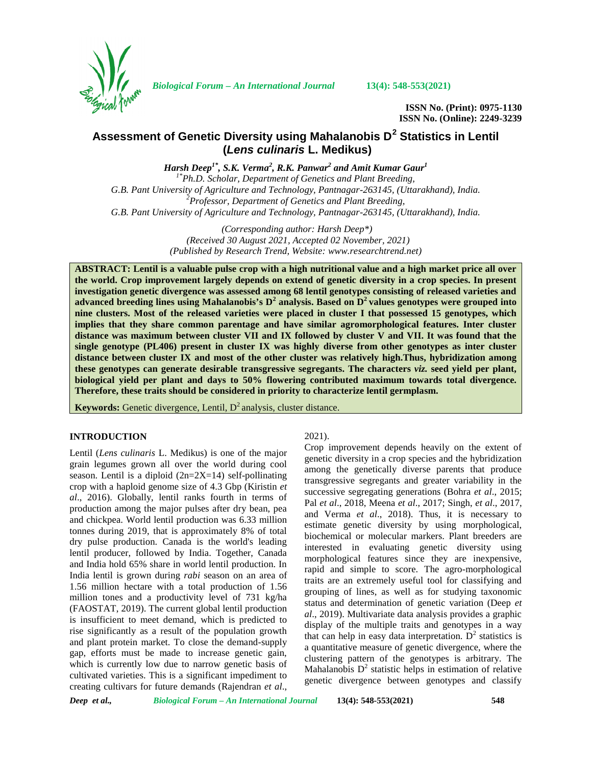# Assessment of Genetic Diversity using Mahalanobis $D^2$ Statistics in Lentil (*Lens culinaris* L. Medikus)

***Harsh Deep[1*], S.K. Verma[2], R.K. Panwar[2] and Amit Kumar Gaur[1]***

*[1*]Ph.D. Scholar, Department of Genetics and Plant Breeding, G.B. Pant University of Agriculture and Technology, Pantnagar-263145, (Uttarakhand), India.*
*[2]Professor, Department of Genetics and Plant Breeding, G.B. Pant University of Agriculture and Technology, Pantnagar-263145, (Uttarakhand), India.*

*(Corresponding author: Harsh Deep*)*
*(Received 30 August 2021, Accepted 02 November, 2021)*
*(Published by Research Trend, Website: www.researchtrend.net)*

**ABSTRACT: Lentil is a valuable pulse crop with a high nutritional value and a high market price all over the world. Crop improvement largely depends on extend of genetic diversity in a crop species. In present investigation genetic divergence was assessed among 68 lentil genotypes consisting of released varieties and advanced breeding lines using Mahalanobis's $D^2$ analysis. Based on $D^2$ values genotypes were grouped into nine clusters. Most of the released varieties were placed in cluster I that possessed 15 genotypes, which implies that they share common parentage and have similar agromorphological features. Inter cluster distance was maximum between cluster VII and IX followed by cluster V and VII. It was found that the single genotype (PL406) present in cluster IX was highly diverse from other genotypes as inter cluster distance between cluster IX and most of the other cluster was relatively high.Thus, hybridization among these genotypes can generate desirable transgressive segregants. The characters *viz.* seed yield per plant, biological yield per plant and days to 50% flowering contributed maximum towards total divergence. Therefore, these traits should be considered in priority to characterize lentil germplasm.**

**Keywords:** Genetic divergence, Lentil, $D^2$ analysis, cluster distance.

## INTRODUCTION

Lentil (*Lens culinaris* L. Medikus) is one of the major grain legumes grown all over the world during cool season. Lentil is a diploid (2n=2X=14) self-pollinating crop with a haploid genome size of 4.3 Gbp (Kiristin *et al*., 2016). Globally, lentil ranks fourth in terms of production among the major pulses after dry bean, pea and chickpea. World lentil production was 6.33 million tonnes during 2019, that is approximately 8% of total dry pulse production. Canada is the world's leading lentil producer, followed by India. Together, Canada and India hold 65% share in world lentil production. In India lentil is grown during *rabi* season on an area of 1.56 million hectare with a total production of 1.56 million tones and a productivity level of 731 kg/ha (FAOSTAT, 2019). The current global lentil production is insufficient to meet demand, which is predicted to rise significantly as a result of the population growth and plant protein market. To close the demand-supply gap, efforts must be made to increase genetic gain, which is currently low due to narrow genetic basis of cultivated varieties. This is a significant impediment to creating cultivars for future demands (Rajendran *et al*., 2021).

Crop improvement depends heavily on the extent of genetic diversity in a crop species and the hybridization among the genetically diverse parents that produce transgressive segregants and greater variability in the successive segregating generations (Bohra *et al*., 2015; Pal *et al*., 2018, Meena *et al*., 2017; Singh, *et al*., 2017, and Verma *et al*., 2018). Thus, it is necessary to estimate genetic diversity by using morphological, biochemical or molecular markers. Plant breeders are interested in evaluating genetic diversity using morphological features since they are inexpensive, rapid and simple to score. The agro-morphological traits are an extremely useful tool for classifying and grouping of lines, as well as for studying taxonomic status and determination of genetic variation (Deep *et al*., 2019). Multivariate data analysis provides a graphic display of the multiple traits and genotypes in a way that can help in easy data interpretation. $D^2$ statistics is a quantitative measure of genetic divergence, where the clustering pattern of the genotypes is arbitrary. The Mahalanobis $D^2$ statistic helps in estimation of relative genetic divergence between genotypes and classify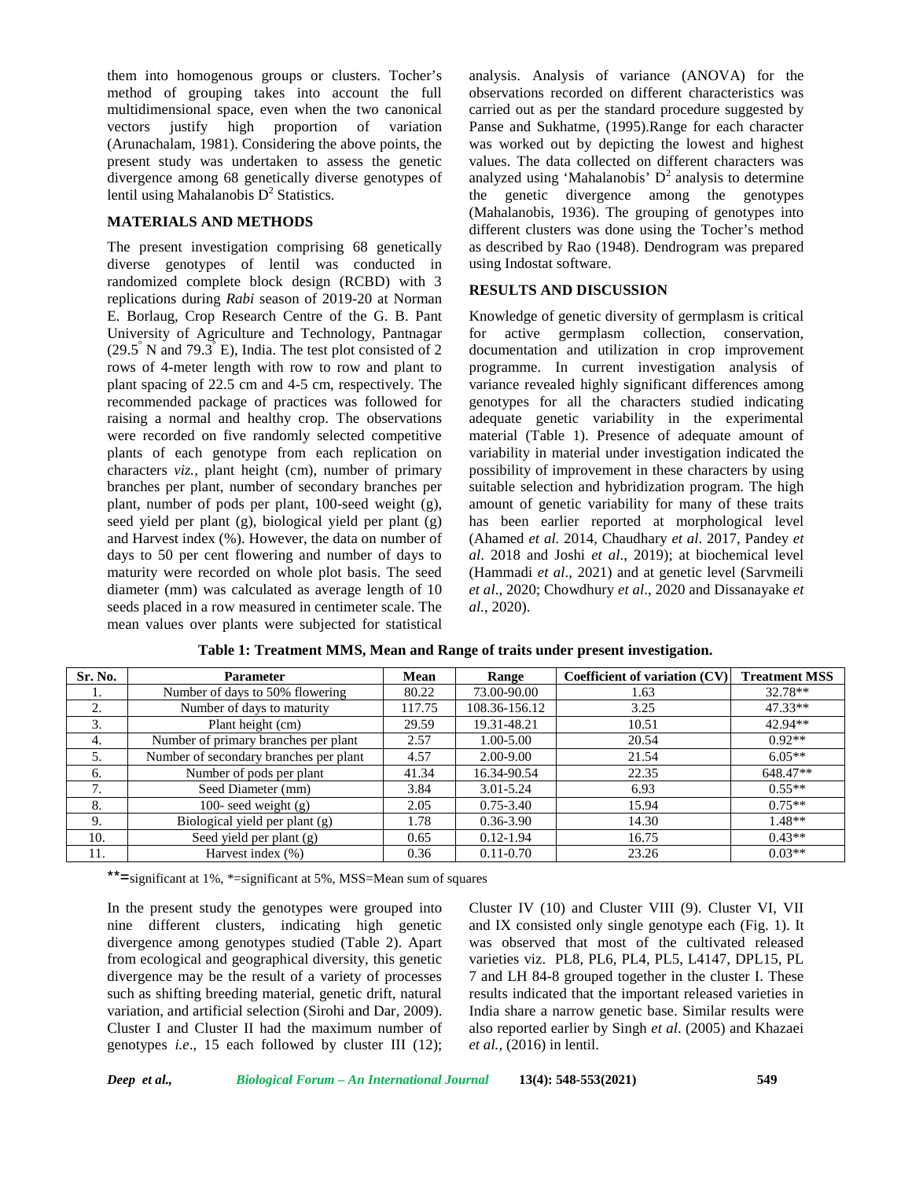them into homogenous groups or clusters. Tocher's method of grouping takes into account the full multidimensional space, even when the two canonical vectors justify high proportion of variation (Arunachalam, 1981). Considering the above points, the present study was undertaken to assess the genetic divergence among 68 genetically diverse genotypes of lentil using Mahalanobis $D^2$ Statistics.

## MATERIALS AND METHODS

The present investigation comprising 68 genetically diverse genotypes of lentil was conducted in randomized complete block design (RCBD) with 3 replications during *Rabi* season of 2019-20 at Norman E. Borlaug, Crop Research Centre of the G. B. Pant University of Agriculture and Technology, Pantnagar (29.5° N and 79.3° E), India. The test plot consisted of 2 rows of 4-meter length with row to row and plant to plant spacing of 22.5 cm and 4-5 cm, respectively. The recommended package of practices was followed for raising a normal and healthy crop. The observations were recorded on five randomly selected competitive plants of each genotype from each replication on characters *viz.*, plant height (cm), number of primary branches per plant, number of secondary branches per plant, number of pods per plant, 100-seed weight (g), seed yield per plant (g), biological yield per plant (g) and Harvest index (%). However, the data on number of days to 50 per cent flowering and number of days to maturity were recorded on whole plot basis. The seed diameter (mm) was calculated as average length of 10 seeds placed in a row measured in centimeter scale. The mean values over plants were subjected for statistical analysis. Analysis of variance (ANOVA) for the observations recorded on different characteristics was carried out as per the standard procedure suggested by Panse and Sukhatme, (1995).Range for each character was worked out by depicting the lowest and highest values. The data collected on different characters was analyzed using 'Mahalanobis' $D^2$ analysis to determine the genetic divergence among the genotypes (Mahalanobis, 1936). The grouping of genotypes into different clusters was done using the Tocher's method as described by Rao (1948). Dendrogram was prepared using Indostat software.

## RESULTS AND DISCUSSION

Knowledge of genetic diversity of germplasm is critical for active germplasm collection, conservation, documentation and utilization in crop improvement programme. In current investigation analysis of variance revealed highly significant differences among genotypes for all the characters studied indicating adequate genetic variability in the experimental material (Table 1). Presence of adequate amount of variability in material under investigation indicated the possibility of improvement in these characters by using suitable selection and hybridization program. The high amount of genetic variability for many of these traits has been earlier reported at morphological level (Ahamed *et al.* 2014, Chaudhary *et al*. 2017, Pandey *et al*. 2018 and Joshi *et al*., 2019); at biochemical level (Hammadi *et al*., 2021) and at genetic level (Sarvmeili *et al*., 2020; Chowdhury *et al*., 2020 and Dissanayake *et al.*, 2020).

**Table 1: Treatment MMS, Mean and Range of traits under present investigation.**

| Sr. No. | Parameter | Mean | Range | Coefficient of variation (CV) | Treatment MSS |
|---|---|---|---|---|---|
| 1. | Number of days to 50% flowering | 80.22 | 73.00-90.00 | 1.63 | 32.78** |
| 2. | Number of days to maturity | 117.75 | 108.36-156.12 | 3.25 | 47.33** |
| 3. | Plant height (cm) | 29.59 | 19.31-48.21 | 10.51 | 42.94** |
| 4. | Number of primary branches per plant | 2.57 | 1.00-5.00 | 20.54 | 0.92** |
| 5. | Number of secondary branches per plant | 4.57 | 2.00-9.00 | 21.54 | 6.05** |
| 6. | Number of pods per plant | 41.34 | 16.34-90.54 | 22.35 | 648.47** |
| 7. | Seed Diameter (mm) | 3.84 | 3.01-5.24 | 6.93 | 0.55** |
| 8. | 100- seed weight (g) | 2.05 | 0.75-3.40 | 15.94 | 0.75** |
| 9. | Biological yield per plant (g) | 1.78 | 0.36-3.90 | 14.30 | 1.48** |
| 10. | Seed yield per plant (g) | 0.65 | 0.12-1.94 | 16.75 | 0.43** |
| 11. | Harvest index (%) | 0.36 | 0.11-0.70 | 23.26 | 0.03** |

**=significant at 1%, *=significant at 5%, MSS=Mean sum of squares

In the present study the genotypes were grouped into nine different clusters, indicating high genetic divergence among genotypes studied (Table 2). Apart from ecological and geographical diversity, this genetic divergence may be the result of a variety of processes such as shifting breeding material, genetic drift, natural variation, and artificial selection (Sirohi and Dar, 2009). Cluster I and Cluster II had the maximum number of genotypes *i.e*., 15 each followed by cluster III (12); Cluster IV (10) and Cluster VIII (9). Cluster VI, VII and IX consisted only single genotype each (Fig. 1). It was observed that most of the cultivated released varieties viz. PL8, PL6, PL4, PL5, L4147, DPL15, PL 7 and LH 84-8 grouped together in the cluster I. These results indicated that the important released varieties in India share a narrow genetic base. Similar results were also reported earlier by Singh *et al*. (2005) and Khazaei *et al.,* (2016) in lentil.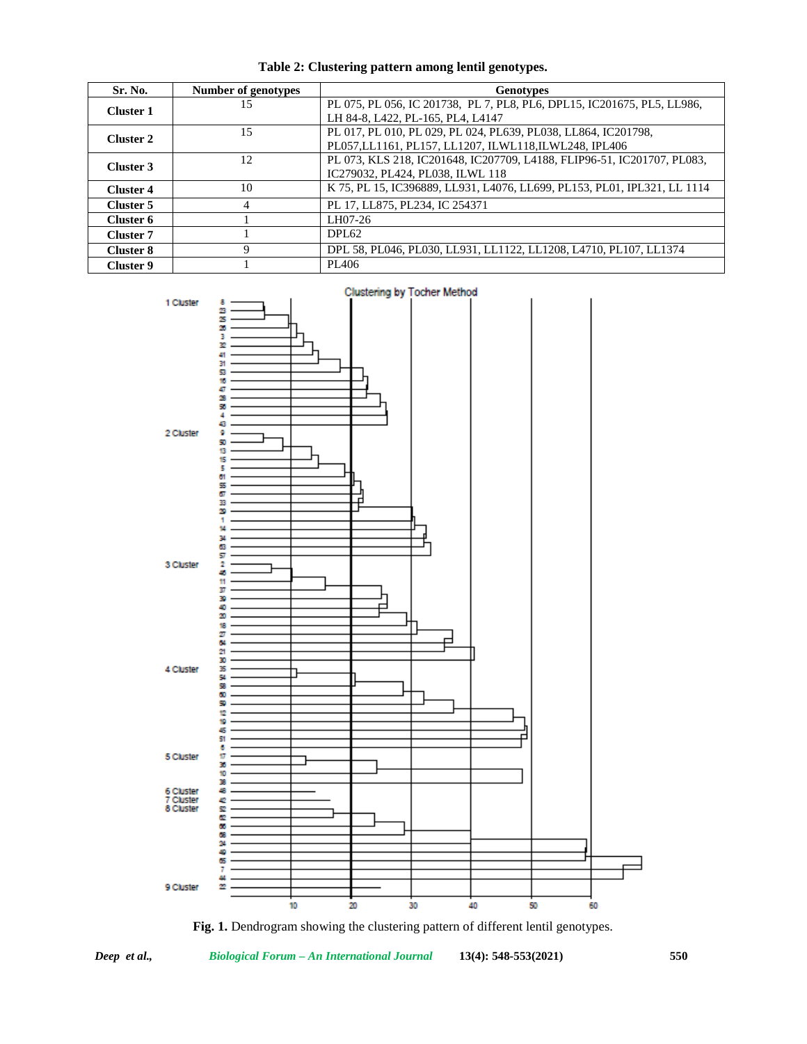**Table 2: Clustering pattern among lentil genotypes.**

| Sr. No. | Number of genotypes | Genotypes |
|---|---|---|
| **Cluster 1** | 15 | PL 075, PL 056, IC 201738, PL 7, PL8, PL6, DPL15, IC201675, PL5, LL986, LH 84-8, L422, PL-165, PL4, L4147 |
| **Cluster 2** | 15 | PL 017, PL 010, PL 029, PL 024, PL639, PL038, LL864, IC201798, PL057,LL1161, PL157, LL1207, ILWL118,ILWL248, IPL406 |
| **Cluster 3** | 12 | PL 073, KLS 218, IC201648, IC207709, L4188, FLIP96-51, IC201707, PL083, IC279032, PL424, PL038, ILWL 118 |
| **Cluster 4** | 10 | K 75, PL 15, IC396889, LL931, L4076, LL699, PL153, PL01, IPL321, LL 1114 |
| **Cluster 5** | 4 | PL 17, LL875, PL234, IC 254371 |
| **Cluster 6** | 1 | LH07-26 |
| **Cluster 7** | 1 | DPL62 |
| **Cluster 8** | 9 | DPL 58, PL046, PL030, LL931, LL1122, LL1208, L4710, PL107, LL1374 |
| **Cluster 9** | 1 | PL406 |

**Fig. 1.** Dendrogram showing the clustering pattern of different lentil genotypes.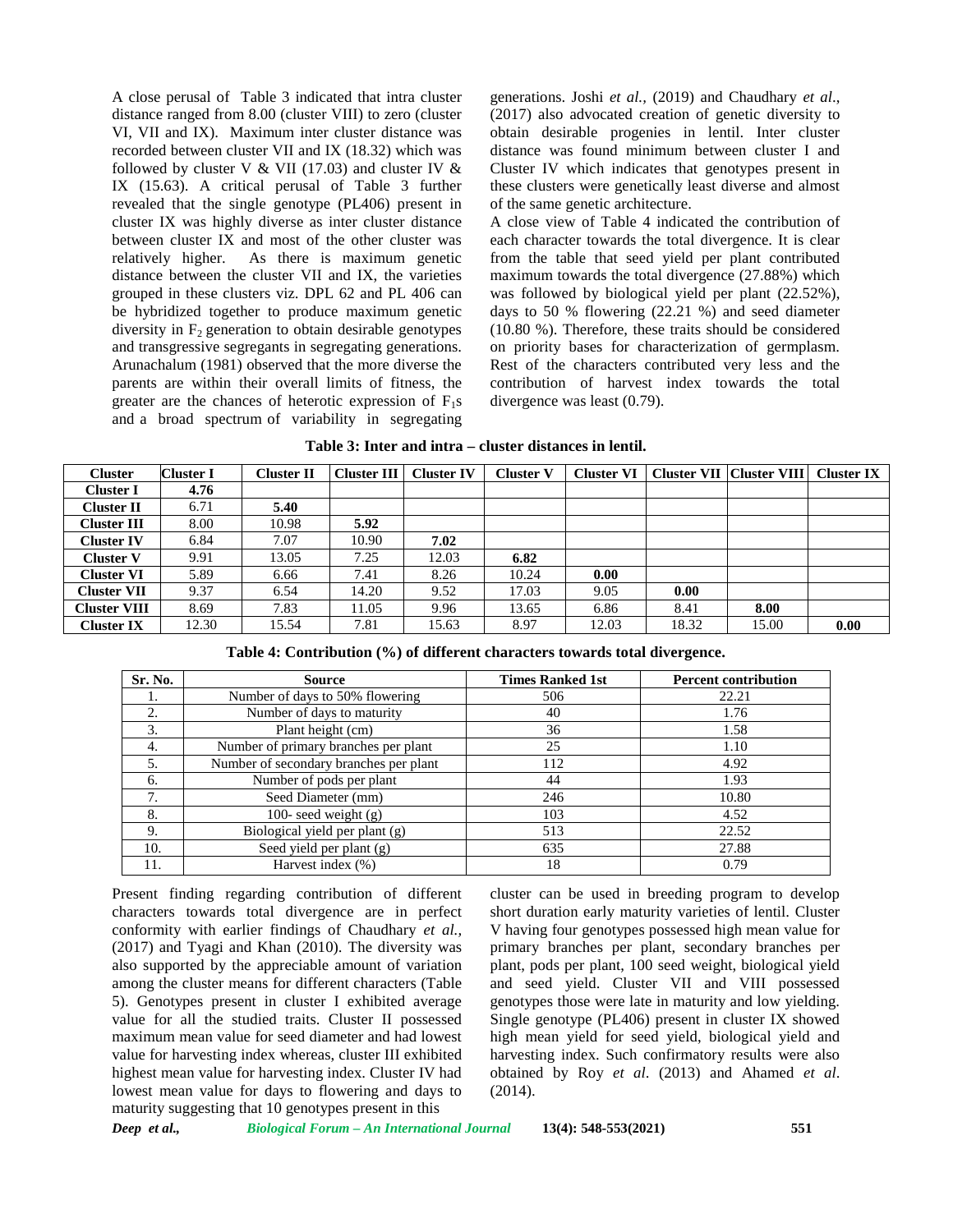A close perusal of Table 3 indicated that intra cluster distance ranged from 8.00 (cluster VIII) to zero (cluster VI, VII and IX). Maximum inter cluster distance was recorded between cluster VII and IX (18.32) which was followed by cluster V & VII (17.03) and cluster IV & IX (15.63). A critical perusal of Table 3 further revealed that the single genotype (PL406) present in cluster IX was highly diverse as inter cluster distance between cluster IX and most of the other cluster was relatively higher. As there is maximum genetic distance between the cluster VII and IX, the varieties grouped in these clusters viz. DPL 62 and PL 406 can be hybridized together to produce maximum genetic diversity in $F_2$ generation to obtain desirable genotypes and transgressive segregants in segregating generations. Arunachalum (1981) observed that the more diverse the parents are within their overall limits of fitness, the greater are the chances of heterotic expression of $F_1$s and a broad spectrum of variability in segregating generations. Joshi *et al.*, (2019) and Chaudhary *et al*., (2017) also advocated creation of genetic diversity to obtain desirable progenies in lentil. Inter cluster distance was found minimum between cluster I and Cluster IV which indicates that genotypes present in these clusters were genetically least diverse and almost of the same genetic architecture.

A close view of Table 4 indicated the contribution of each character towards the total divergence. It is clear from the table that seed yield per plant contributed maximum towards the total divergence (27.88%) which was followed by biological yield per plant (22.52%), days to 50 % flowering (22.21 %) and seed diameter (10.80 %). Therefore, these traits should be considered on priority bases for characterization of germplasm. Rest of the characters contributed very less and the contribution of harvest index towards the total divergence was least (0.79).

**Table 3: Inter and intra – cluster distances in lentil.**

| Cluster | Cluster I | Cluster II | Cluster III | Cluster IV | Cluster V | Cluster VI | Cluster VII | Cluster VIII | Cluster IX |
|---|---|---|---|---|---|---|---|---|---|
| **Cluster I** | **4.76** | | | | | | | | |
| **Cluster II** | 6.71 | **5.40** | | | | | | | |
| **Cluster III** | 8.00 | 10.98 | **5.92** | | | | | | |
| **Cluster IV** | 6.84 | 7.07 | 10.90 | **7.02** | | | | | |
| **Cluster V** | 9.91 | 13.05 | 7.25 | 12.03 | **6.82** | | | | |
| **Cluster VI** | 5.89 | 6.66 | 7.41 | 8.26 | 10.24 | **0.00** | | | |
| **Cluster VII** | 9.37 | 6.54 | 14.20 | 9.52 | 17.03 | 9.05 | **0.00** | | |
| **Cluster VIII** | 8.69 | 7.83 | 11.05 | 9.96 | 13.65 | 6.86 | 8.41 | **8.00** | |
| **Cluster IX** | 12.30 | 15.54 | 7.81 | 15.63 | 8.97 | 12.03 | 18.32 | 15.00 | **0.00** |

**Table 4: Contribution (%) of different characters towards total divergence.**

| Sr. No. | Source | Times Ranked 1st | Percent contribution |
|---|---|---|---|
| 1. | Number of days to 50% flowering | 506 | 22.21 |
| 2. | Number of days to maturity | 40 | 1.76 |
| 3. | Plant height (cm) | 36 | 1.58 |
| 4. | Number of primary branches per plant | 25 | 1.10 |
| 5. | Number of secondary branches per plant | 112 | 4.92 |
| 6. | Number of pods per plant | 44 | 1.93 |
| 7. | Seed Diameter (mm) | 246 | 10.80 |
| 8. | 100- seed weight (g) | 103 | 4.52 |
| 9. | Biological yield per plant (g) | 513 | 22.52 |
| 10. | Seed yield per plant (g) | 635 | 27.88 |
| 11. | Harvest index (%) | 18 | 0.79 |

Present finding regarding contribution of different characters towards total divergence are in perfect conformity with earlier findings of Chaudhary *et al.,* (2017) and Tyagi and Khan (2010). The diversity was also supported by the appreciable amount of variation among the cluster means for different characters (Table 5). Genotypes present in cluster I exhibited average value for all the studied traits. Cluster II possessed maximum mean value for seed diameter and had lowest value for harvesting index whereas, cluster III exhibited highest mean value for harvesting index. Cluster IV had lowest mean value for days to flowering and days to maturity suggesting that 10 genotypes present in this cluster can be used in breeding program to develop short duration early maturity varieties of lentil. Cluster V having four genotypes possessed high mean value for primary branches per plant, secondary branches per plant, pods per plant, 100 seed weight, biological yield and seed yield. Cluster VII and VIII possessed genotypes those were late in maturity and low yielding. Single genotype (PL406) present in cluster IX showed high mean yield for seed yield, biological yield and harvesting index. Such confirmatory results were also obtained by Roy *et al*. (2013) and Ahamed *et al*. (2014).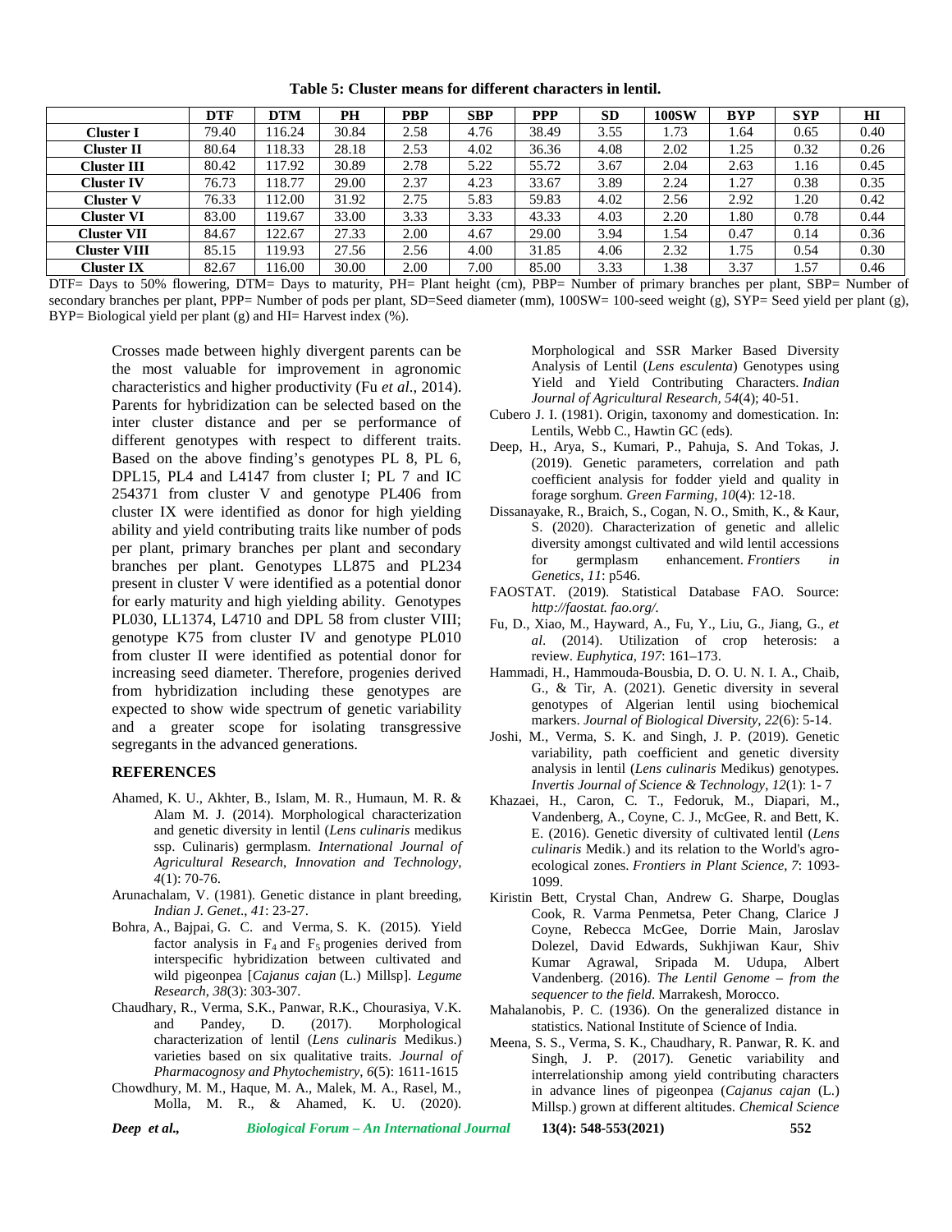**Table 5: Cluster means for different characters in lentil.**

| | DTF | DTM | PH | PBP | SBP | PPP | SD | 100SW | BYP | SYP | HI |
|---|---|---|---|---|---|---|---|---|---|---|---|
| **Cluster I** | 79.40 | 116.24 | 30.84 | 2.58 | 4.76 | 38.49 | 3.55 | 1.73 | 1.64 | 0.65 | 0.40 |
| **Cluster II** | 80.64 | 118.33 | 28.18 | 2.53 | 4.02 | 36.36 | 4.08 | 2.02 | 1.25 | 0.32 | 0.26 |
| **Cluster III** | 80.42 | 117.92 | 30.89 | 2.78 | 5.22 | 55.72 | 3.67 | 2.04 | 2.63 | 1.16 | 0.45 |
| **Cluster IV** | 76.73 | 118.77 | 29.00 | 2.37 | 4.23 | 33.67 | 3.89 | 2.24 | 1.27 | 0.38 | 0.35 |
| **Cluster V** | 76.33 | 112.00 | 31.92 | 2.75 | 5.83 | 59.83 | 4.02 | 2.56 | 2.92 | 1.20 | 0.42 |
| **Cluster VI** | 83.00 | 119.67 | 33.00 | 3.33 | 3.33 | 43.33 | 4.03 | 2.20 | 1.80 | 0.78 | 0.44 |
| **Cluster VII** | 84.67 | 122.67 | 27.33 | 2.00 | 4.67 | 29.00 | 3.94 | 1.54 | 0.47 | 0.14 | 0.36 |
| **Cluster VIII** | 85.15 | 119.93 | 27.56 | 2.56 | 4.00 | 31.85 | 4.06 | 2.32 | 1.75 | 0.54 | 0.30 |
| **Cluster IX** | 82.67 | 116.00 | 30.00 | 2.00 | 7.00 | 85.00 | 3.33 | 1.38 | 3.37 | 1.57 | 0.46 |

DTF= Days to 50% flowering, DTM= Days to maturity, PH= Plant height (cm), PBP= Number of primary branches per plant, SBP= Number of secondary branches per plant, PPP= Number of pods per plant, SD=Seed diameter (mm), 100SW= 100-seed weight (g), SYP= Seed yield per plant (g), BYP= Biological yield per plant (g) and HI= Harvest index (%).

Crosses made between highly divergent parents can be the most valuable for improvement in agronomic characteristics and higher productivity (Fu *et al*., 2014). Parents for hybridization can be selected based on the inter cluster distance and per se performance of different genotypes with respect to different traits. Based on the above finding's genotypes PL 8, PL 6, DPL15, PL4 and L4147 from cluster I; PL 7 and IC 254371 from cluster V and genotype PL406 from cluster IX were identified as donor for high yielding ability and yield contributing traits like number of pods per plant, primary branches per plant and secondary branches per plant. Genotypes LL875 and PL234 present in cluster V were identified as a potential donor for early maturity and high yielding ability. Genotypes PL030, LL1374, L4710 and DPL 58 from cluster VIII; genotype K75 from cluster IV and genotype PL010 from cluster II were identified as potential donor for increasing seed diameter. Therefore, progenies derived from hybridization including these genotypes are expected to show wide spectrum of genetic variability and a greater scope for isolating transgressive segregants in the advanced generations.

## REFERENCES

Ahamed, K. U., Akhter, B., Islam, M. R., Humaun, M. R. & Alam M. J. (2014). Morphological characterization and genetic diversity in lentil (*Lens culinaris* medikus ssp. Culinaris) germplasm. *International Journal of Agricultural Research*, *Innovation and Technology, 4*(1): 70-76.

Arunachalam, V. (1981). Genetic distance in plant breeding, *Indian J. Genet*., *41*: 23-27.

Bohra, A., Bajpai, G. C. and Verma, S. K. (2015). Yield factor analysis in $F_4$ and $F_5$ progenies derived from interspecific hybridization between cultivated and wild pigeonpea [*Cajanus cajan* (L.) Millsp]. *Legume Research, 38*(3): 303-307.

Chaudhary, R., Verma, S.K., Panwar, R.K., Chourasiya, V.K. and Pandey, D. (2017). Morphological characterization of lentil (*Lens culinaris* Medikus.) varieties based on six qualitative traits. *Journal of Pharmacognosy and Phytochemistry, 6*(5): 1611-1615

Chowdhury, M. M., Haque, M. A., Malek, M. A., Rasel, M., Molla, M. R., & Ahamed, K. U. (2020). Morphological and SSR Marker Based Diversity Analysis of Lentil (*Lens esculenta*) Genotypes using Yield and Yield Contributing Characters. *Indian Journal of Agricultural Research, 54*(4): 40-51.

Cubero J. I. (1981). Origin, taxonomy and domestication. In: Lentils, Webb C., Hawtin GC (eds).

Deep, H., Arya, S., Kumari, P., Pahuja, S. And Tokas, J. (2019). Genetic parameters, correlation and path coefficient analysis for fodder yield and quality in forage sorghum. *Green Farming*, *10*(4): 12-18.

Dissanayake, R., Braich, S., Cogan, N. O., Smith, K., & Kaur, S. (2020). Characterization of genetic and allelic diversity amongst cultivated and wild lentil accessions for germplasm enhancement. *Frontiers in Genetics*, *11*: p546.

FAOSTAT. (2019). Statistical Database FAO. Source: *http://faostat. fao.org/.*

Fu, D., Xiao, M., Hayward, A., Fu, Y., Liu, G., Jiang, G., *et al*. (2014). Utilization of crop heterosis: a review. *Euphytica*, *197*: 161–173.

Hammadi, H., Hammouda-Bousbia, D. O. U. N. I. A., Chaib, G., & Tir, A. (2021). Genetic diversity in several genotypes of Algerian lentil using biochemical markers. *Journal of Biological Diversity*, *22*(6): 5-14.

Joshi, M., Verma, S. K. and Singh, J. P. (2019). Genetic variability, path coefficient and genetic diversity analysis in lentil (*Lens culinaris* Medikus) genotypes. *Invertis Journal of Science & Technology*, *12*(1): 1- 7

Khazaei, H., Caron, C. T., Fedoruk, M., Diapari, M., Vandenberg, A., Coyne, C. J., McGee, R. and Bett, K. E. (2016). Genetic diversity of cultivated lentil (*Lens culinaris* Medik.) and its relation to the World's agro-ecological zones. *Frontiers in Plant Science*, *7*: 1093-1099.

Kiristin Bett, Crystal Chan, Andrew G. Sharpe, Douglas Cook, R. Varma Penmetsa, Peter Chang, Clarice J Coyne, Rebecca McGee, Dorrie Main, Jaroslav Dolezel, David Edwards, Sukhjiwan Kaur, Shiv Kumar Agrawal, Sripada M. Udupa, Albert Vandenberg. (2016). *The Lentil Genome – from the sequencer to the field*. Marrakesh, Morocco.

Mahalanobis, P. C. (1936). On the generalized distance in statistics. National Institute of Science of India.

Meena, S. S., Verma, S. K., Chaudhary, R. Panwar, R. K. and Singh, J. P. (2017). Genetic variability and interrelationship among yield contributing characters in advance lines of pigeonpea (*Cajanus cajan* (L.) Millsp.) grown at different altitudes. *Chemical Science*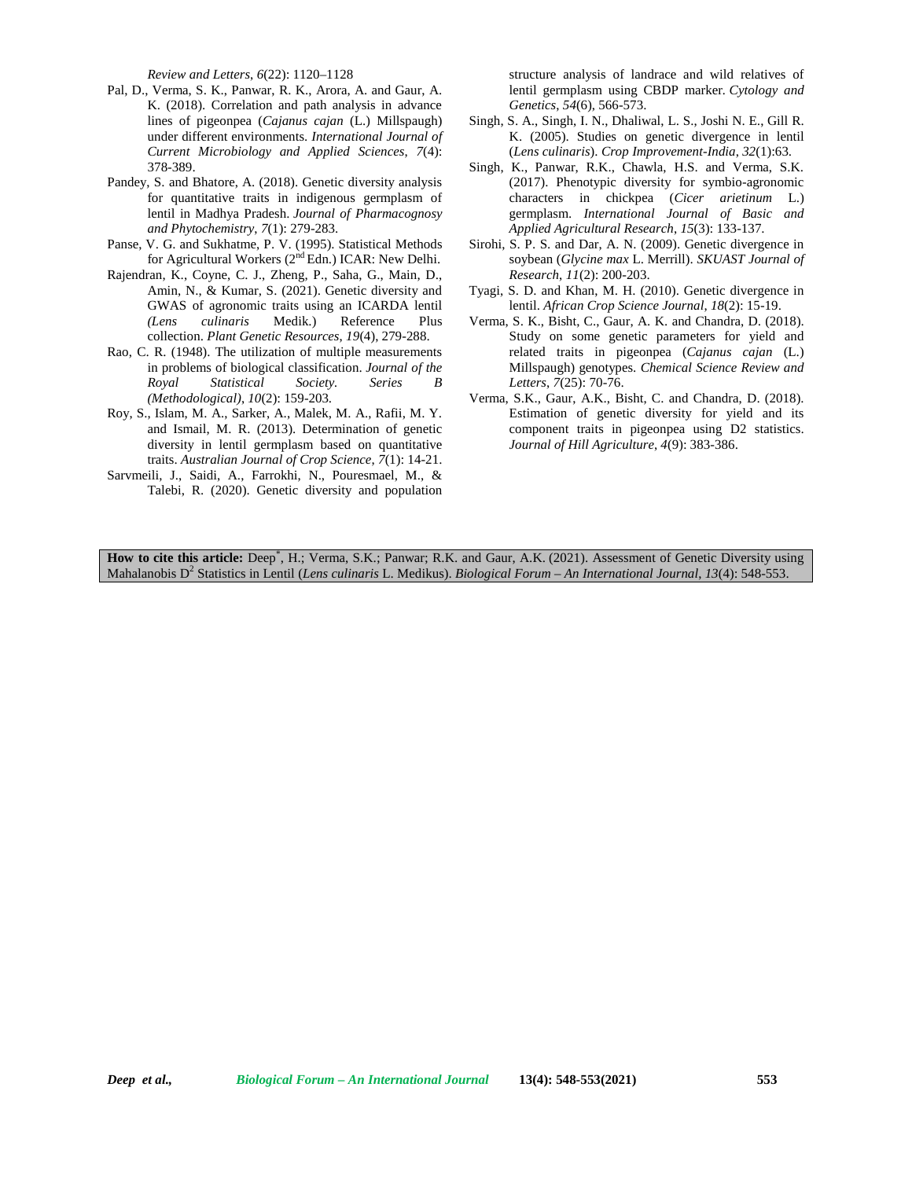*Review and Letters*, *6*(22): 1120–1128

Pal, D., Verma, S. K., Panwar, R. K., Arora, A. and Gaur, A. K. (2018). Correlation and path analysis in advance lines of pigeonpea (*Cajanus cajan* (L.) Millspaugh) under different environments. *International Journal of Current Microbiology and Applied Sciences*, *7*(4): 378-389.

Pandey, S. and Bhatore, A. (2018). Genetic diversity analysis for quantitative traits in indigenous germplasm of lentil in Madhya Pradesh. *Journal of Pharmacognosy and Phytochemistry*, *7*(1): 279-283.

Panse, V. G. and Sukhatme, P. V. (1995). Statistical Methods for Agricultural Workers (2nd Edn.) ICAR: New Delhi.

Rajendran, K., Coyne, C. J., Zheng, P., Saha, G., Main, D., Amin, N., & Kumar, S. (2021). Genetic diversity and GWAS of agronomic traits using an ICARDA lentil *(Lens culinaris* Medik.) Reference Plus collection. *Plant Genetic Resources*, *19*(4), 279-288.

Rao, C. R. (1948). The utilization of multiple measurements in problems of biological classification. *Journal of the Royal Statistical Society. Series B (Methodological)*, *10*(2): 159-203.

Roy, S., Islam, M. A., Sarker, A., Malek, M. A., Rafii, M. Y. and Ismail, M. R. (2013). Determination of genetic diversity in lentil germplasm based on quantitative traits. *Australian Journal of Crop Science*, *7*(1): 14-21.

Sarvmeili, J., Saidi, A., Farrokhi, N., Pouresmael, M., & Talebi, R. (2020). Genetic diversity and population structure analysis of landrace and wild relatives of lentil germplasm using CBDP marker. *Cytology and Genetics*, *54*(6), 566-573.

Singh, S. A., Singh, I. N., Dhaliwal, L. S., Joshi N. E., Gill R. K. (2005). Studies on genetic divergence in lentil (*Lens culinaris*). *Crop Improvement-India*, *32*(1):63.

Singh, K., Panwar, R.K., Chawla, H.S. and Verma, S.K. (2017). Phenotypic diversity for symbio-agronomic characters in chickpea (*Cicer arietinum* L.) germplasm. *International Journal of Basic and Applied Agricultural Research*, *15*(3): 133-137.

Sirohi, S. P. S. and Dar, A. N. (2009). Genetic divergence in soybean (*Glycine max* L. Merrill). *SKUAST Journal of Research*, *11*(2): 200-203.

Tyagi, S. D. and Khan, M. H. (2010). Genetic divergence in lentil. *African Crop Science Journal*, *18*(2): 15-19.

Verma, S. K., Bisht, C., Gaur, A. K. and Chandra, D. (2018). Study on some genetic parameters for yield and related traits in pigeonpea (*Cajanus cajan* (L.) Millspaugh) genotypes. *Chemical Science Review and Letters*, *7*(25): 70-76.

Verma, S.K., Gaur, A.K., Bisht, C. and Chandra, D. (2018). Estimation of genetic diversity for yield and its component traits in pigeonpea using D2 statistics. *Journal of Hill Agriculture*, *4*(9): 383-386.

**How to cite this article:** Deep*, H.; Verma, S.K.; Panwar; R.K. and Gaur, A.K. (2021). Assessment of Genetic Diversity using Mahalanobis $D^2$ Statistics in Lentil (*Lens culinaris* L. Medikus). *Biological Forum – An International Journal*, *13*(4): 548-553.